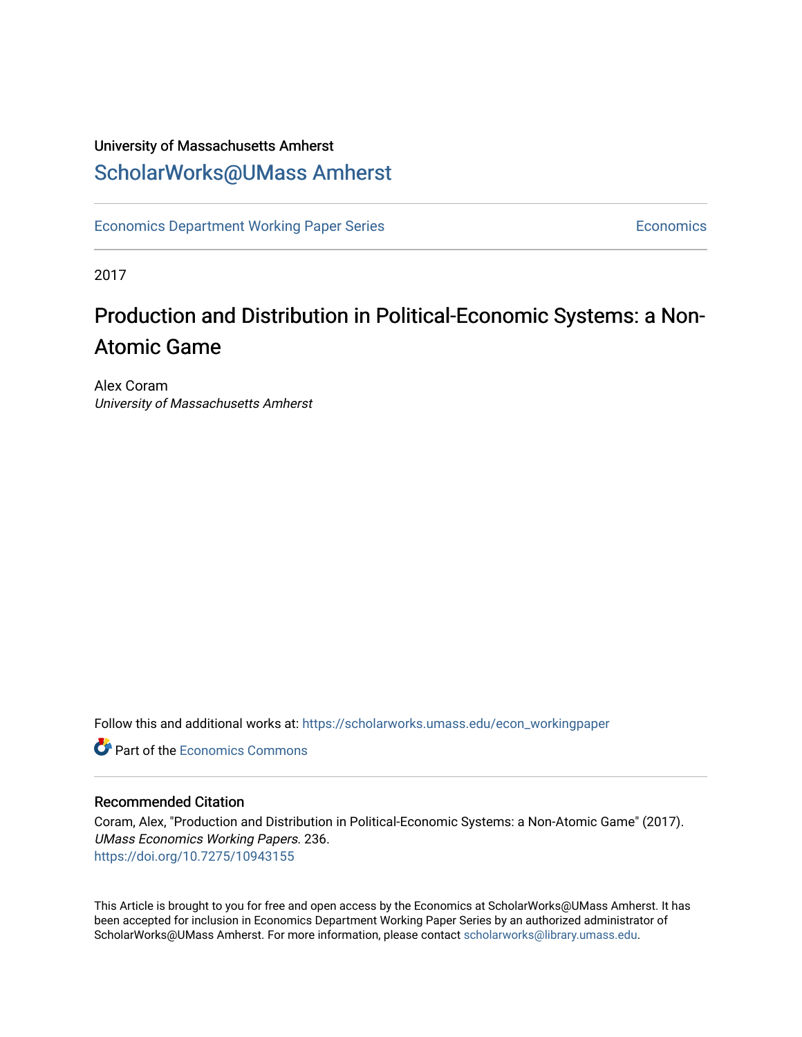University of Massachusetts Amherst

ScholarWorks@UMass Amherst

Economics Department Working Paper Series | Economics

2017

# Production and Distribution in Political-Economic Systems: a Non-Atomic Game

Alex Coram

*University of Massachusetts Amherst*

Follow this and additional works at: https://scholarworks.umass.edu/econ_workingpaper

Part of the Economics Commons

## Recommended Citation

Coram, Alex, "Production and Distribution in Political-Economic Systems: a Non-Atomic Game" (2017). *UMass Economics Working Papers*. 236.

https://doi.org/10.7275/10943155

This Article is brought to you for free and open access by the Economics at ScholarWorks@UMass Amherst. It has been accepted for inclusion in Economics Department Working Paper Series by an authorized administrator of ScholarWorks@UMass Amherst. For more information, please contact scholarworks@library.umass.edu.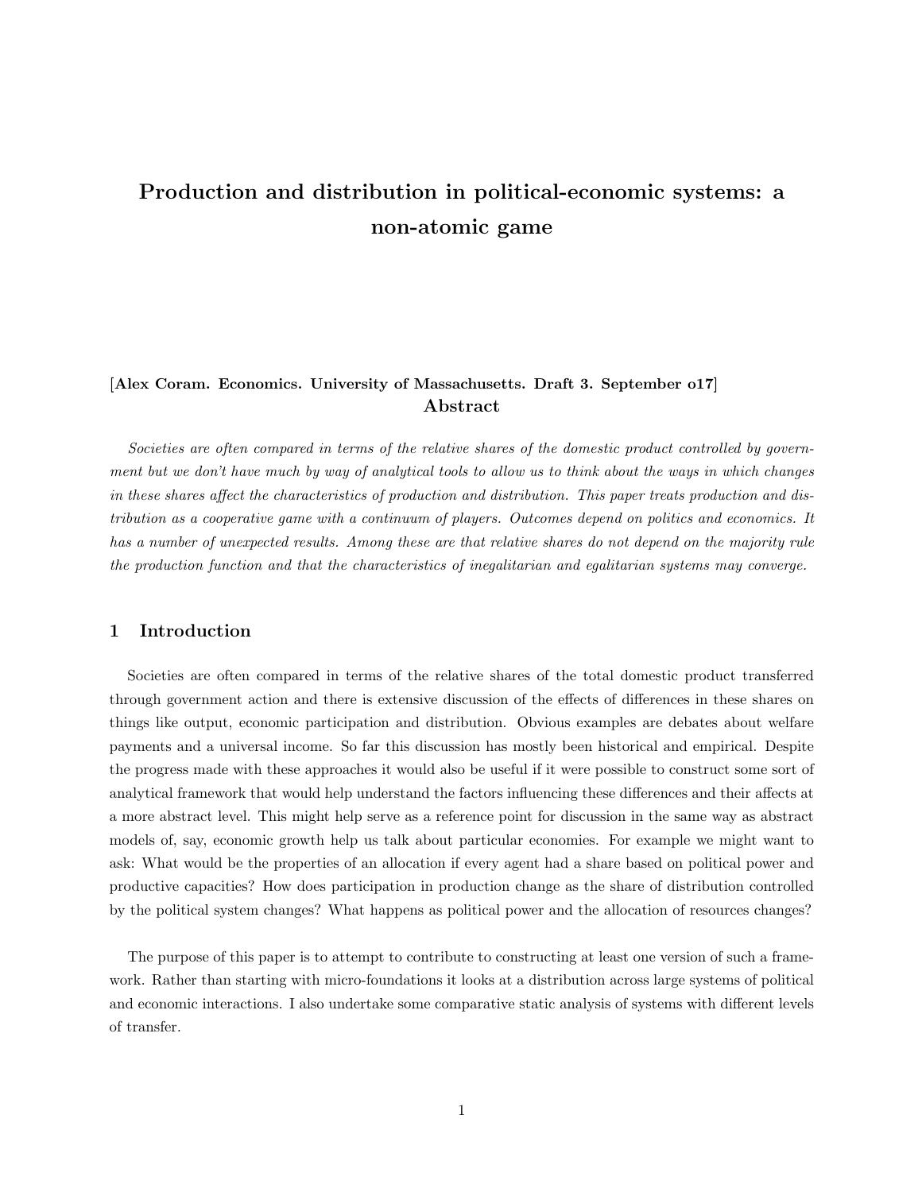# Production and distribution in political-economic systems: a non-atomic game

**[Alex Coram. Economics. University of Massachusetts. Draft 3. September o17]**

## Abstract

*Societies are often compared in terms of the relative shares of the domestic product controlled by government but we don't have much by way of analytical tools to allow us to think about the ways in which changes in these shares affect the characteristics of production and distribution. This paper treats production and distribution as a cooperative game with a continuum of players. Outcomes depend on politics and economics. It has a number of unexpected results. Among these are that relative shares do not depend on the majority rule the production function and that the characteristics of inegalitarian and egalitarian systems may converge.*

## 1 Introduction

Societies are often compared in terms of the relative shares of the total domestic product transferred through government action and there is extensive discussion of the effects of differences in these shares on things like output, economic participation and distribution. Obvious examples are debates about welfare payments and a universal income. So far this discussion has mostly been historical and empirical. Despite the progress made with these approaches it would also be useful if it were possible to construct some sort of analytical framework that would help understand the factors influencing these differences and their affects at a more abstract level. This might help serve as a reference point for discussion in the same way as abstract models of, say, economic growth help us talk about particular economies. For example we might want to ask: What would be the properties of an allocation if every agent had a share based on political power and productive capacities? How does participation in production change as the share of distribution controlled by the political system changes? What happens as political power and the allocation of resources changes?

The purpose of this paper is to attempt to contribute to constructing at least one version of such a framework. Rather than starting with micro-foundations it looks at a distribution across large systems of political and economic interactions. I also undertake some comparative static analysis of systems with different levels of transfer.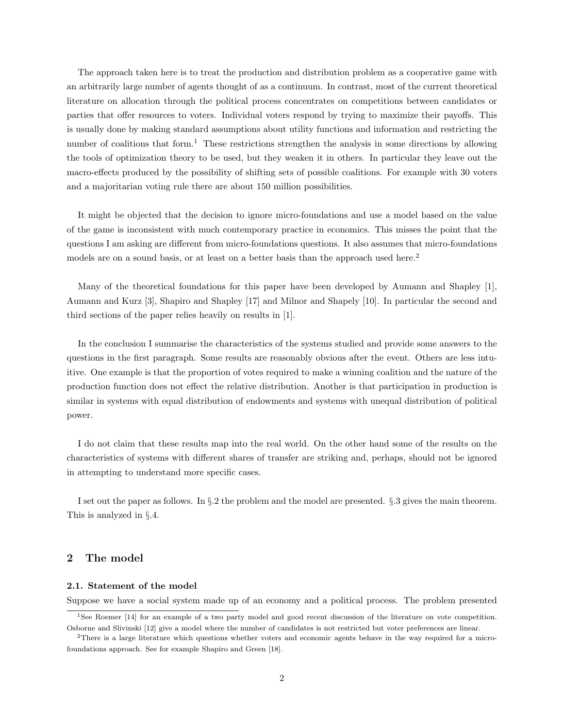The approach taken here is to treat the production and distribution problem as a cooperative game with an arbitrarily large number of agents thought of as a continuum. In contrast, most of the current theoretical literature on allocation through the political process concentrates on competitions between candidates or parties that offer resources to voters. Individual voters respond by trying to maximize their payoffs. This is usually done by making standard assumptions about utility functions and information and restricting the number of coalitions that form.[1] These restrictions strengthen the analysis in some directions by allowing the tools of optimization theory to be used, but they weaken it in others. In particular they leave out the macro-effects produced by the possibility of shifting sets of possible coalitions. For example with 30 voters and a majoritarian voting rule there are about 150 million possibilities.

It might be objected that the decision to ignore micro-foundations and use a model based on the value of the game is inconsistent with much contemporary practice in economics. This misses the point that the questions I am asking are different from micro-foundations questions. It also assumes that micro-foundations models are on a sound basis, or at least on a better basis than the approach used here.[2]

Many of the theoretical foundations for this paper have been developed by Aumann and Shapley [1], Aumann and Kurz [3], Shapiro and Shapley [17] and Milnor and Shapely [10]. In particular the second and third sections of the paper relies heavily on results in [1].

In the conclusion I summarise the characteristics of the systems studied and provide some answers to the questions in the first paragraph. Some results are reasonably obvious after the event. Others are less intuitive. One example is that the proportion of votes required to make a winning coalition and the nature of the production function does not effect the relative distribution. Another is that participation in production is similar in systems with equal distribution of endowments and systems with unequal distribution of political power.

I do not claim that these results map into the real world. On the other hand some of the results on the characteristics of systems with different shares of transfer are striking and, perhaps, should not be ignored in attempting to understand more specific cases.

I set out the paper as follows. In §.2 the problem and the model are presented. §.3 gives the main theorem. This is analyzed in §.4.

## 2 The model

### 2.1. Statement of the model

Suppose we have a social system made up of an economy and a political process. The problem presented

[1] See Roemer [14] for an example of a two party model and good recent discussion of the literature on vote competition. Osborne and Slivinski [12] give a model where the number of candidates is not restricted but voter preferences are linear.

[2] There is a large literature which questions whether voters and economic agents behave in the way required for a micro-foundations approach. See for example Shapiro and Green [18].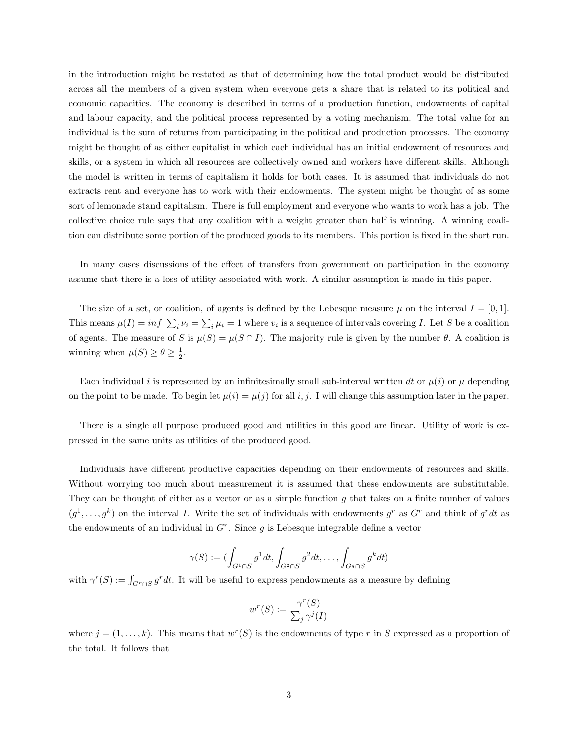in the introduction might be restated as that of determining how the total product would be distributed across all the members of a given system when everyone gets a share that is related to its political and economic capacities. The economy is described in terms of a production function, endowments of capital and labour capacity, and the political process represented by a voting mechanism. The total value for an individual is the sum of returns from participating in the political and production processes. The economy might be thought of as either capitalist in which each individual has an initial endowment of resources and skills, or a system in which all resources are collectively owned and workers have different skills. Although the model is written in terms of capitalism it holds for both cases. It is assumed that individuals do not extracts rent and everyone has to work with their endowments. The system might be thought of as some sort of lemonade stand capitalism. There is full employment and everyone who wants to work has a job. The collective choice rule says that any coalition with a weight greater than half is winning. A winning coalition can distribute some portion of the produced goods to its members. This portion is fixed in the short run.

In many cases discussions of the effect of transfers from government on participation in the economy assume that there is a loss of utility associated with work. A similar assumption is made in this paper.

The size of a set, or coalition, of agents is defined by the Lebesque measure $\mu$ on the interval $I = [0, 1]$. This means $\mu(I) = inf\ \sum_i \nu_i = \sum_i \mu_i = 1$ where $v_i$ is a sequence of intervals covering $I$. Let $S$ be a coalition of agents. The measure of $S$ is $\mu(S) = \mu(S \cap I)$. The majority rule is given by the number $\theta$. A coalition is winning when $\mu(S) \geq \theta \geq \frac{1}{2}$.

Each individual $i$ is represented by an infinitesimally small sub-interval written $dt$ or $\mu(i)$ or $\mu$ depending on the point to be made. To begin let $\mu(i) = \mu(j)$ for all $i, j$. I will change this assumption later in the paper.

There is a single all purpose produced good and utilities in this good are linear. Utility of work is expressed in the same units as utilities of the produced good.

Individuals have different productive capacities depending on their endowments of resources and skills. Without worrying too much about measurement it is assumed that these endowments are substitutable. They can be thought of either as a vector or as a simple function $g$ that takes on a finite number of values $(g^1, \ldots, g^k)$ on the interval $I$. Write the set of individuals with endowments $g^r$ as $G^r$ and think of $g^r dt$ as the endowments of an individual in $G^r$. Since $g$ is Lebesque integrable define a vector

$$\gamma(S) := (\int_{G^1 \cap S} g^1 dt, \int_{G^2 \cap S} g^2 dt, \ldots, \int_{G^q \cap S} g^k dt)$$

with $\gamma^r(S) := \int_{G^r \cap S} g^r dt$. It will be useful to express pendowments as a measure by defining

$$w^r(S) := \frac{\gamma^r(S)}{\sum_j \gamma^j(I)}$$

where $j = (1, \ldots, k)$. This means that $w^r(S)$ is the endowments of type $r$ in $S$ expressed as a proportion of the total. It follows that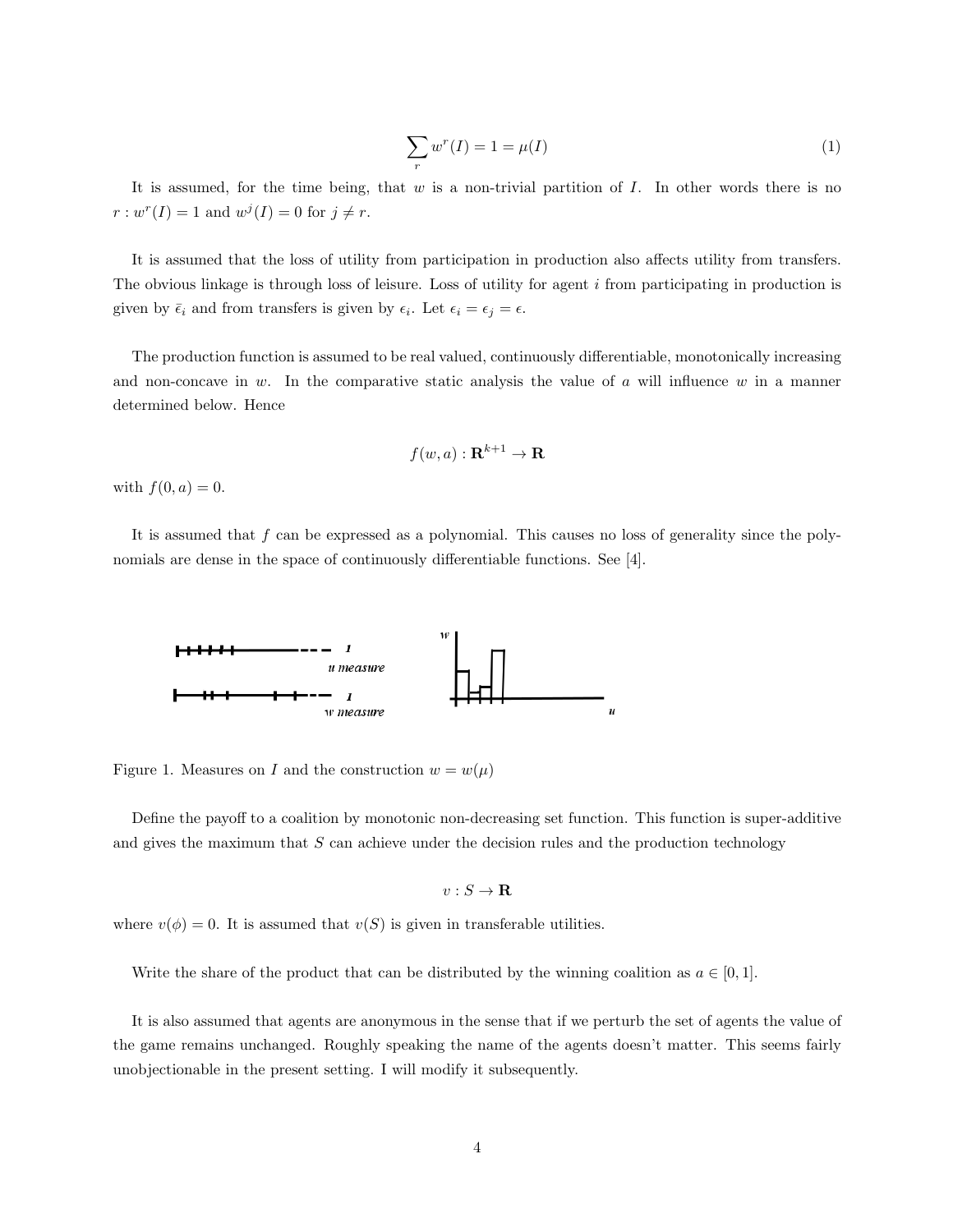$$\sum_r w^r(I) = 1 = \mu(I) \tag{1}$$

It is assumed, for the time being, that $w$ is a non-trivial partition of $I$. In other words there is no $r : w^r(I) = 1$ and $w^j(I) = 0$ for $j \neq r$.

It is assumed that the loss of utility from participation in production also affects utility from transfers. The obvious linkage is through loss of leisure. Loss of utility for agent $i$ from participating in production is given by $\bar{\epsilon}_i$ and from transfers is given by $\epsilon_i$. Let $\epsilon_i = \epsilon_j = \epsilon$.

The production function is assumed to be real valued, continuously differentiable, monotonically increasing and non-concave in $w$. In the comparative static analysis the value of $a$ will influence $w$ in a manner determined below. Hence

$$f(w, a) : \mathbf{R}^{k+1} \to \mathbf{R}$$

with $f(0, a) = 0$.

It is assumed that $f$ can be expressed as a polynomial. This causes no loss of generality since the polynomials are dense in the space of continuously differentiable functions. See [4].

Figure 1. Measures on $I$ and the construction $w = w(\mu)$

Define the payoff to a coalition by monotonic non-decreasing set function. This function is super-additive and gives the maximum that $S$ can achieve under the decision rules and the production technology

$$v : S \to \mathbf{R}$$

where $v(\phi) = 0$. It is assumed that $v(S)$ is given in transferable utilities.

Write the share of the product that can be distributed by the winning coalition as $a \in [0, 1]$.

It is also assumed that agents are anonymous in the sense that if we perturb the set of agents the value of the game remains unchanged. Roughly speaking the name of the agents doesn't matter. This seems fairly unobjectionable in the present setting. I will modify it subsequently.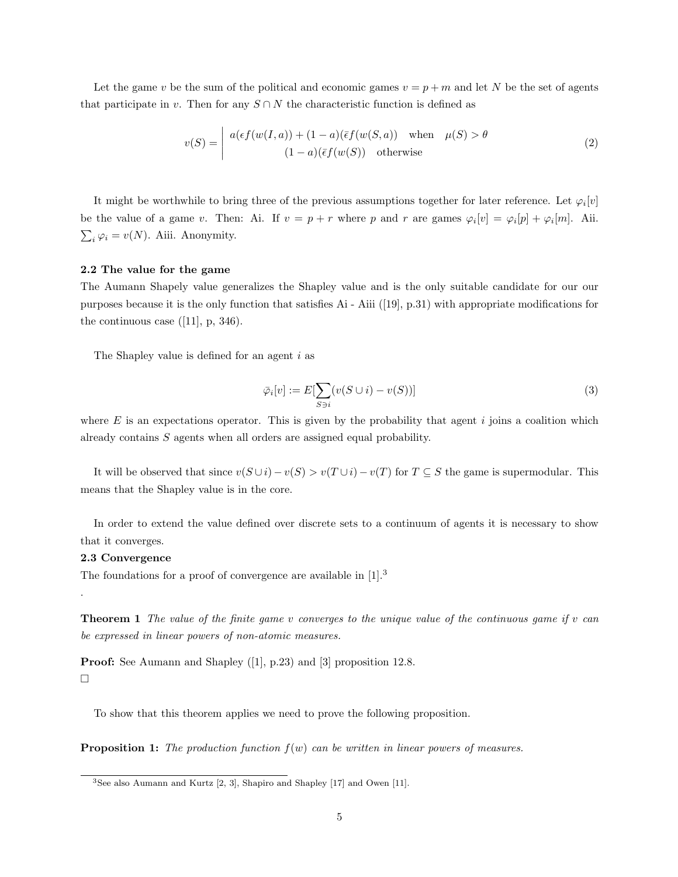Let the game $v$ be the sum of the political and economic games $v = p + m$ and let $N$ be the set of agents that participate in $v$. Then for any $S \cap N$ the characteristic function is defined as

$$v(S) = \left| \begin{array}{c} a(\epsilon f(w(I,a)) + (1-a)(\bar{\epsilon} f(w(S,a)) \quad \text{when} \quad \mu(S) > \theta \\ (1-a)(\bar{\epsilon} f(w(S)) \quad \text{otherwise} \end{array} \right. \tag{2}$$

It might be worthwhile to bring three of the previous assumptions together for later reference. Let $\varphi_i[v]$ be the value of a game $v$. Then: Ai. If $v = p + r$ where $p$ and $r$ are games $\varphi_i[v] = \varphi_i[p] + \varphi_i[m]$. Aii. $\sum_i \varphi_i = v(N)$. Aiii. Anonymity.

**2.2 The value for the game**

The Aumann Shapely value generalizes the Shapley value and is the only suitable candidate for our our purposes because it is the only function that satisfies Ai - Aiii ([19], p.31) with appropriate modifications for the continuous case ([11], p, 346).

The Shapley value is defined for an agent $i$ as

$$\bar{\varphi}_i[v] := E[\sum_{S \ni i} (v(S \cup i) - v(S))] \tag{3}$$

where $E$ is an expectations operator. This is given by the probability that agent $i$ joins a coalition which already contains $S$ agents when all orders are assigned equal probability.

It will be observed that since $v(S \cup i) - v(S) > v(T \cup i) - v(T)$ for $T \subseteq S$ the game is supermodular. This means that the Shapley value is in the core.

In order to extend the value defined over discrete sets to a continuum of agents it is necessary to show that it converges.

**2.3 Convergence**

The foundations for a proof of convergence are available in [1].[3]

.

**Theorem 1** *The value of the finite game $v$ converges to the unique value of the continuous game if $v$ can be expressed in linear powers of non-atomic measures.*

**Proof:** See Aumann and Shapley ([1], p.23) and [3] proposition 12.8.
□

To show that this theorem applies we need to prove the following proposition.

**Proposition 1:** *The production function $f(w)$ can be written in linear powers of measures.*

[3] See also Aumann and Kurtz [2, 3], Shapiro and Shapley [17] and Owen [11].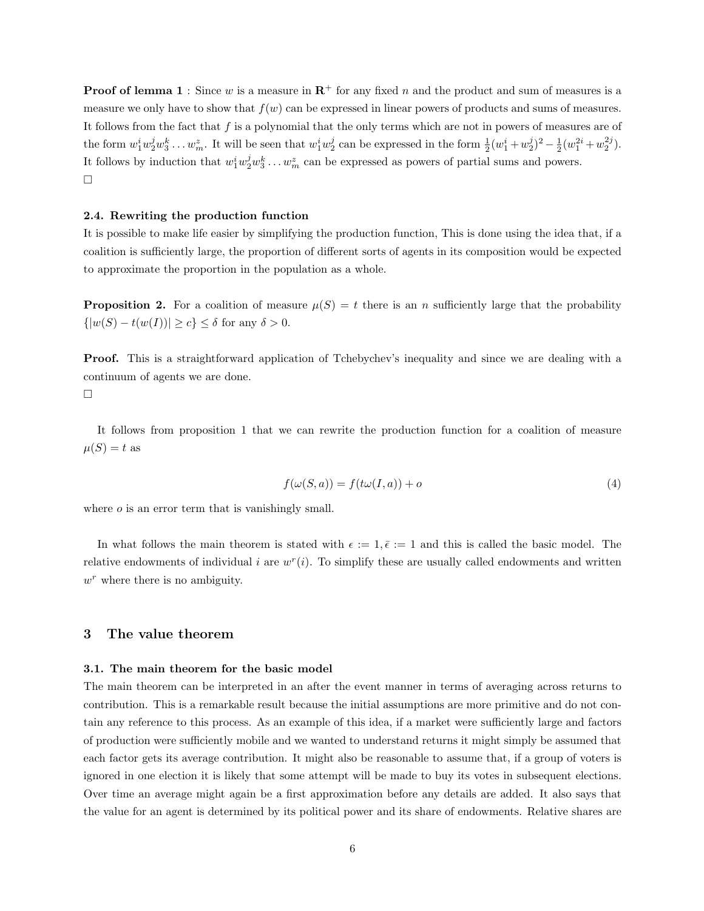**Proof of lemma 1** : Since $w$ is a measure in $\mathbf{R}^+$ for any fixed $n$ and the product and sum of measures is a measure we only have to show that $f(w)$ can be expressed in linear powers of products and sums of measures. It follows from the fact that $f$ is a polynomial that the only terms which are not in powers of measures are of the form $w_1^i w_2^j w_3^k \ldots w_m^z$. It will be seen that $w_1^i w_2^j$ can be expressed in the form $\frac{1}{2}(w_1^i + w_2^j)^2 - \frac{1}{2}(w_1^{2i} + w_2^{2j})$. It follows by induction that $w_1^i w_2^j w_3^k \ldots w_m^z$ can be expressed as powers of partial sums and powers.
□

**2.4. Rewriting the production function**

It is possible to make life easier by simplifying the production function, This is done using the idea that, if a coalition is sufficiently large, the proportion of different sorts of agents in its composition would be expected to approximate the proportion in the population as a whole.

**Proposition 2.** For a coalition of measure $\mu(S) = t$ there is an $n$ sufficiently large that the probability $\{|w(S) - t(w(I))| \geq c\} \leq \delta$ for any $\delta > 0$.

**Proof.** This is a straightforward application of Tchebychev's inequality and since we are dealing with a continuum of agents we are done.
□

It follows from proposition 1 that we can rewrite the production function for a coalition of measure $\mu(S) = t$ as

$$f(\omega(S,a)) = f(t\omega(I,a)) + o \tag{4}$$

where $o$ is an error term that is vanishingly small.

In what follows the main theorem is stated with $\epsilon := 1, \bar{\epsilon} := 1$ and this is called the basic model. The relative endowments of individual $i$ are $w^r(i)$. To simplify these are usually called endowments and written $w^r$ where there is no ambiguity.

# 3 The value theorem

**3.1. The main theorem for the basic model**

The main theorem can be interpreted in an after the event manner in terms of averaging across returns to contribution. This is a remarkable result because the initial assumptions are more primitive and do not contain any reference to this process. As an example of this idea, if a market were sufficiently large and factors of production were sufficiently mobile and we wanted to understand returns it might simply be assumed that each factor gets its average contribution. It might also be reasonable to assume that, if a group of voters is ignored in one election it is likely that some attempt will be made to buy its votes in subsequent elections. Over time an average might again be a first approximation before any details are added. It also says that the value for an agent is determined by its political power and its share of endowments. Relative shares are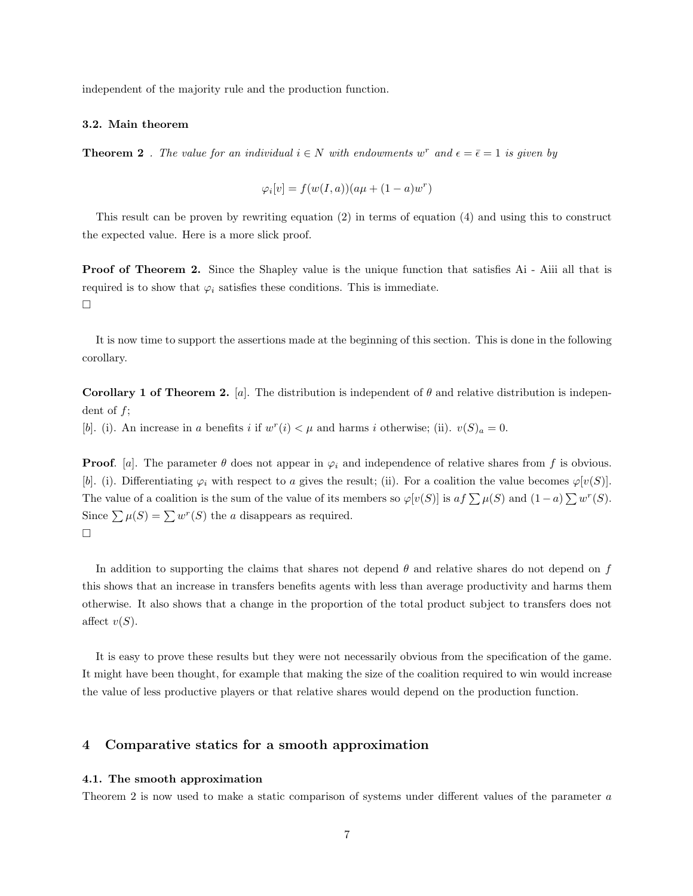independent of the majority rule and the production function.

### 3.2. Main theorem

**Theorem 2** . *The value for an individual $i \in N$ with endowments $w^r$ and $\epsilon = \bar{\epsilon} = 1$ is given by*

$$\varphi_i[v] = f(w(I,a))(a\mu + (1-a)w^r)$$

This result can be proven by rewriting equation (2) in terms of equation (4) and using this to construct the expected value. Here is a more slick proof.

**Proof of Theorem 2.** Since the Shapley value is the unique function that satisfies Ai - Aiii all that is required is to show that $\varphi_i$ satisfies these conditions. This is immediate.
□

It is now time to support the assertions made at the beginning of this section. This is done in the following corollary.

**Corollary 1 of Theorem 2.** [*a*]. The distribution is independent of $\theta$ and relative distribution is independent of $f$;
[*b*]. (i). An increase in $a$ benefits $i$ if $w^r(i) < \mu$ and harms $i$ otherwise; (ii). $v(S)_a = 0$.

**Proof**. [*a*]. The parameter $\theta$ does not appear in $\varphi_i$ and independence of relative shares from $f$ is obvious. [*b*]. (i). Differentiating $\varphi_i$ with respect to $a$ gives the result; (ii). For a coalition the value becomes $\varphi[v(S)]$. The value of a coalition is the sum of the value of its members so $\varphi[v(S)]$ is $af\sum\mu(S)$ and $(1-a)\sum w^r(S)$. Since $\sum\mu(S) = \sum w^r(S)$ the $a$ disappears as required.
□

In addition to supporting the claims that shares not depend $\theta$ and relative shares do not depend on $f$ this shows that an increase in transfers benefits agents with less than average productivity and harms them otherwise. It also shows that a change in the proportion of the total product subject to transfers does not affect $v(S)$.

It is easy to prove these results but they were not necessarily obvious from the specification of the game. It might have been thought, for example that making the size of the coalition required to win would increase the value of less productive players or that relative shares would depend on the production function.

## 4 Comparative statics for a smooth approximation

### 4.1. The smooth approximation

Theorem 2 is now used to make a static comparison of systems under different values of the parameter $a$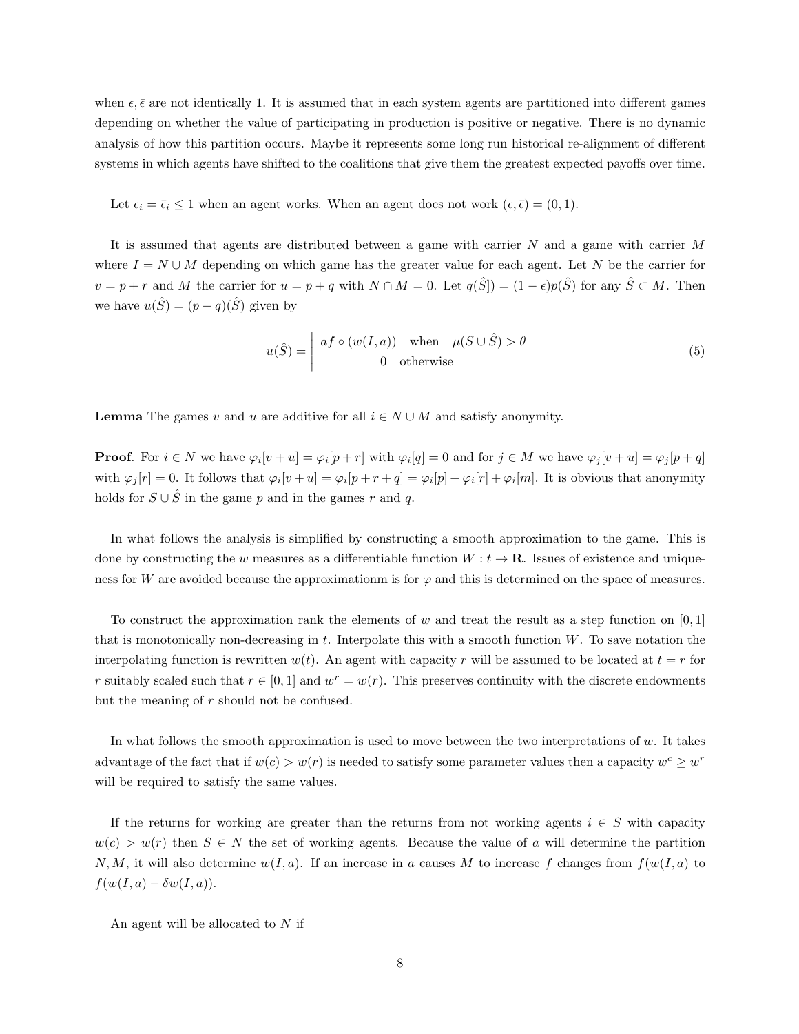when $\epsilon, \bar{\epsilon}$ are not identically 1. It is assumed that in each system agents are partitioned into different games depending on whether the value of participating in production is positive or negative. There is no dynamic analysis of how this partition occurs. Maybe it represents some long run historical re-alignment of different systems in which agents have shifted to the coalitions that give them the greatest expected payoffs over time.

Let $\epsilon_i = \bar{\epsilon}_i \leq 1$ when an agent works. When an agent does not work $(\epsilon, \bar{\epsilon}) = (0, 1)$.

It is assumed that agents are distributed between a game with carrier $N$ and a game with carrier $M$ where $I = N \cup M$ depending on which game has the greater value for each agent. Let $N$ be the carrier for $v = p + r$ and $M$ the carrier for $u = p + q$ with $N \cap M = 0$. Let $q(\hat{S}]) = (1 - \epsilon)p(\hat{S})$ for any $\hat{S} \subset M$. Then we have $u(\hat{S}) = (p + q)(\hat{S})$ given by

$$
u(\hat{S}) = \left| \begin{array}{ll} af \circ (w(I, a)) & \text{when} \quad \mu(S \cup \hat{S}) > \theta \\ 0 & \text{otherwise} \end{array} \right. \tag{5}
$$

**Lemma** The games $v$ and $u$ are additive for all $i \in N \cup M$ and satisfy anonymity.

**Proof**. For $i \in N$ we have $\varphi_i[v + u] = \varphi_i[p + r]$ with $\varphi_i[q] = 0$ and for $j \in M$ we have $\varphi_j[v + u] = \varphi_j[p + q]$ with $\varphi_j[r] = 0$. It follows that $\varphi_i[v + u] = \varphi_i[p + r + q] = \varphi_i[p] + \varphi_i[r] + \varphi_i[m]$. It is obvious that anonymity holds for $S \cup \hat{S}$ in the game $p$ and in the games $r$ and $q$.

In what follows the analysis is simplified by constructing a smooth approximation to the game. This is done by constructing the $w$ measures as a differentiable function $W : t \to \mathbf{R}$. Issues of existence and uniqueness for $W$ are avoided because the approximationm is for $\varphi$ and this is determined on the space of measures.

To construct the approximation rank the elements of $w$ and treat the result as a step function on $[0, 1]$ that is monotonically non-decreasing in $t$. Interpolate this with a smooth function $W$. To save notation the interpolating function is rewritten $w(t)$. An agent with capacity $r$ will be assumed to be located at $t = r$ for $r$ suitably scaled such that $r \in [0, 1]$ and $w^r = w(r)$. This preserves continuity with the discrete endowments but the meaning of $r$ should not be confused.

In what follows the smooth approximation is used to move between the two interpretations of $w$. It takes advantage of the fact that if $w(c) > w(r)$ is needed to satisfy some parameter values then a capacity $w^c \geq w^r$ will be required to satisfy the same values.

If the returns for working are greater than the returns from not working agents $i \in S$ with capacity $w(c) > w(r)$ then $S \in N$ the set of working agents. Because the value of $a$ will determine the partition $N, M$, it will also determine $w(I, a)$. If an increase in $a$ causes $M$ to increase $f$ changes from $f(w(I, a)$ to $f(w(I, a) - \delta w(I, a))$.

An agent will be allocated to $N$ if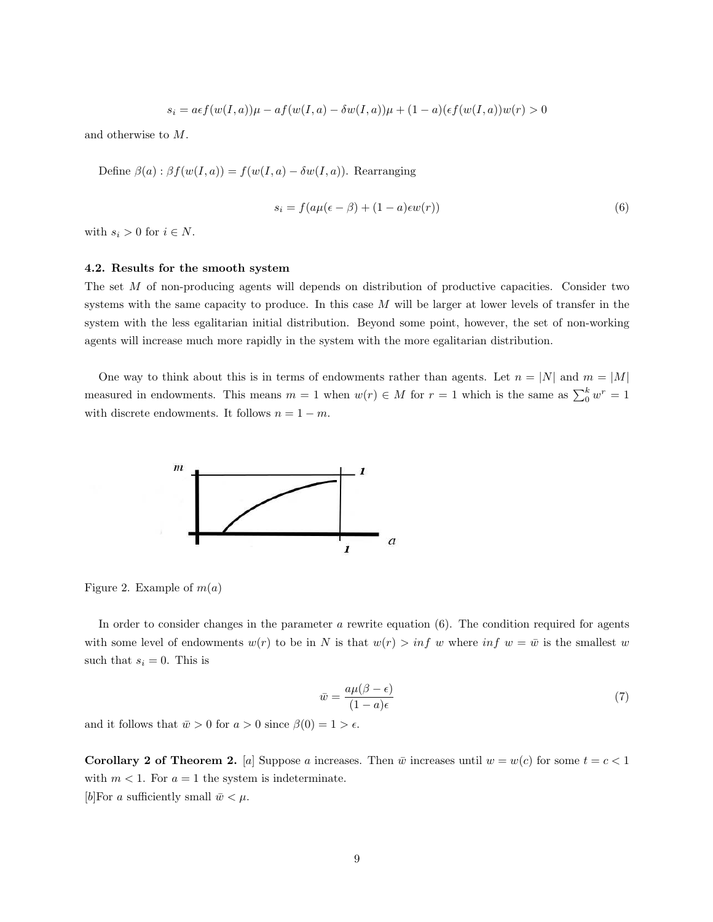$$s_i = a\epsilon f(w(I,a))\mu - af(w(I,a) - \delta w(I,a))\mu + (1-a)(\epsilon f(w(I,a))w(r) > 0$$

and otherwise to $M$.

Define $\beta(a) : \beta f(w(I,a)) = f(w(I,a) - \delta w(I,a))$. Rearranging

$$s_i = f(a\mu(\epsilon - \beta) + (1-a)\epsilon w(r)) \tag{6}$$

with $s_i > 0$ for $i \in N$.

### 4.2. Results for the smooth system

The set $M$ of non-producing agents will depends on distribution of productive capacities. Consider two systems with the same capacity to produce. In this case $M$ will be larger at lower levels of transfer in the system with the less egalitarian initial distribution. Beyond some point, however, the set of non-working agents will increase much more rapidly in the system with the more egalitarian distribution.

One way to think about this is in terms of endowments rather than agents. Let $n = |N|$ and $m = |M|$ measured in endowments. This means $m = 1$ when $w(r) \in M$ for $r = 1$ which is the same as $\sum_0^k w^r = 1$ with discrete endowments. It follows $n = 1 - m$.

Figure 2. Example of $m(a)$

In order to consider changes in the parameter $a$ rewrite equation (6). The condition required for agents with some level of endowments $w(r)$ to be in $N$ is that $w(r) > inf\ w$ where $inf\ w = \bar{w}$ is the smallest $w$ such that $s_i = 0$. This is

$$\bar{w} = \frac{a\mu(\beta - \epsilon)}{(1-a)\epsilon} \tag{7}$$

and it follows that $\bar{w} > 0$ for $a > 0$ since $\beta(0) = 1 > \epsilon$.

**Corollary 2 of Theorem 2.** [$a$] Suppose $a$ increases. Then $\bar{w}$ increases until $w = w(c)$ for some $t = c < 1$ with $m < 1$. For $a = 1$ the system is indeterminate.
[$b$]For $a$ sufficiently small $\bar{w} < \mu$.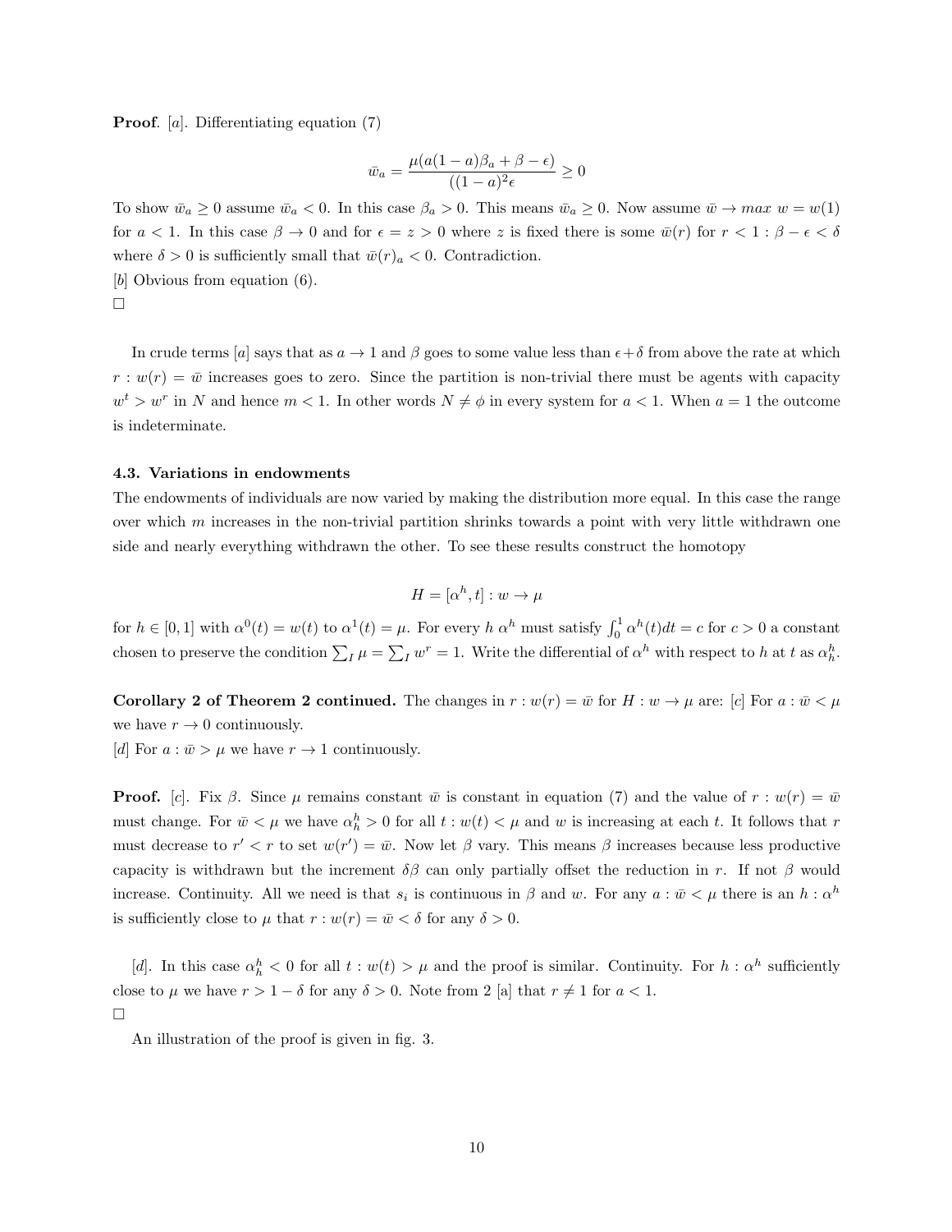**Proof**. [*a*]. Differentiating equation (7)

$$\bar{w}_a = \frac{\mu(a(1-a)\beta_a + \beta - \epsilon)}{((1-a)^2\epsilon} \geq 0$$

To show $\bar{w}_a \geq 0$ assume $\bar{w}_a < 0$. In this case $\beta_a > 0$. This means $\bar{w}_a \geq 0$. Now assume $\bar{w} \to max\ w = w(1)$ for $a < 1$. In this case $\beta \to 0$ and for $\epsilon = z > 0$ where $z$ is fixed there is some $\bar{w}(r)$ for $r < 1 : \beta - \epsilon < \delta$ where $\delta > 0$ is sufficiently small that $\bar{w}(r)_a < 0$. Contradiction.
[*b*] Obvious from equation (6).
□

In crude terms [*a*] says that as $a \to 1$ and $\beta$ goes to some value less than $\epsilon + \delta$ from above the rate at which $r : w(r) = \bar{w}$ increases goes to zero. Since the partition is non-trivial there must be agents with capacity $w^t > w^r$ in $N$ and hence $m < 1$. In other words $N \neq \phi$ in every system for $a < 1$. When $a = 1$ the outcome is indeterminate.

#### 4.3. Variations in endowments

The endowments of individuals are now varied by making the distribution more equal. In this case the range over which $m$ increases in the non-trivial partition shrinks towards a point with very little withdrawn one side and nearly everything withdrawn the other. To see these results construct the homotopy

$$H = [\alpha^h, t] : w \to \mu$$

for $h \in [0,1]$ with $\alpha^0(t) = w(t)$ to $\alpha^1(t) = \mu$. For every $h$ $\alpha^h$ must satisfy $\int_0^1 \alpha^h(t)dt = c$ for $c > 0$ a constant chosen to preserve the condition $\sum_I \mu = \sum_I w^r = 1$. Write the differential of $\alpha^h$ with respect to $h$ at $t$ as $\alpha^h_h$.

**Corollary 2 of Theorem 2 continued.** The changes in $r : w(r) = \bar{w}$ for $H : w \to \mu$ are: [*c*] For $a : \bar{w} < \mu$ we have $r \to 0$ continuously.
[*d*] For $a : \bar{w} > \mu$ we have $r \to 1$ continuously.

**Proof.** [*c*]. Fix $\beta$. Since $\mu$ remains constant $\bar{w}$ is constant in equation (7) and the value of $r : w(r) = \bar{w}$ must change. For $\bar{w} < \mu$ we have $\alpha^h_h > 0$ for all $t : w(t) < \mu$ and $w$ is increasing at each $t$. It follows that $r$ must decrease to $r' < r$ to set $w(r') = \bar{w}$. Now let $\beta$ vary. This means $\beta$ increases because less productive capacity is withdrawn but the increment $\delta\beta$ can only partially offset the reduction in $r$. If not $\beta$ would increase. Continuity. All we need is that $s_i$ is continuous in $\beta$ and $w$. For any $a : \bar{w} < \mu$ there is an $h : \alpha^h$ is sufficiently close to $\mu$ that $r : w(r) = \bar{w} < \delta$ for any $\delta > 0$.

[*d*]. In this case $\alpha^h_h < 0$ for all $t : w(t) > \mu$ and the proof is similar. Continuity. For $h : \alpha^h$ sufficiently close to $\mu$ we have $r > 1 - \delta$ for any $\delta > 0$. Note from 2 [a] that $r \neq 1$ for $a < 1$.
□

An illustration of the proof is given in fig. 3.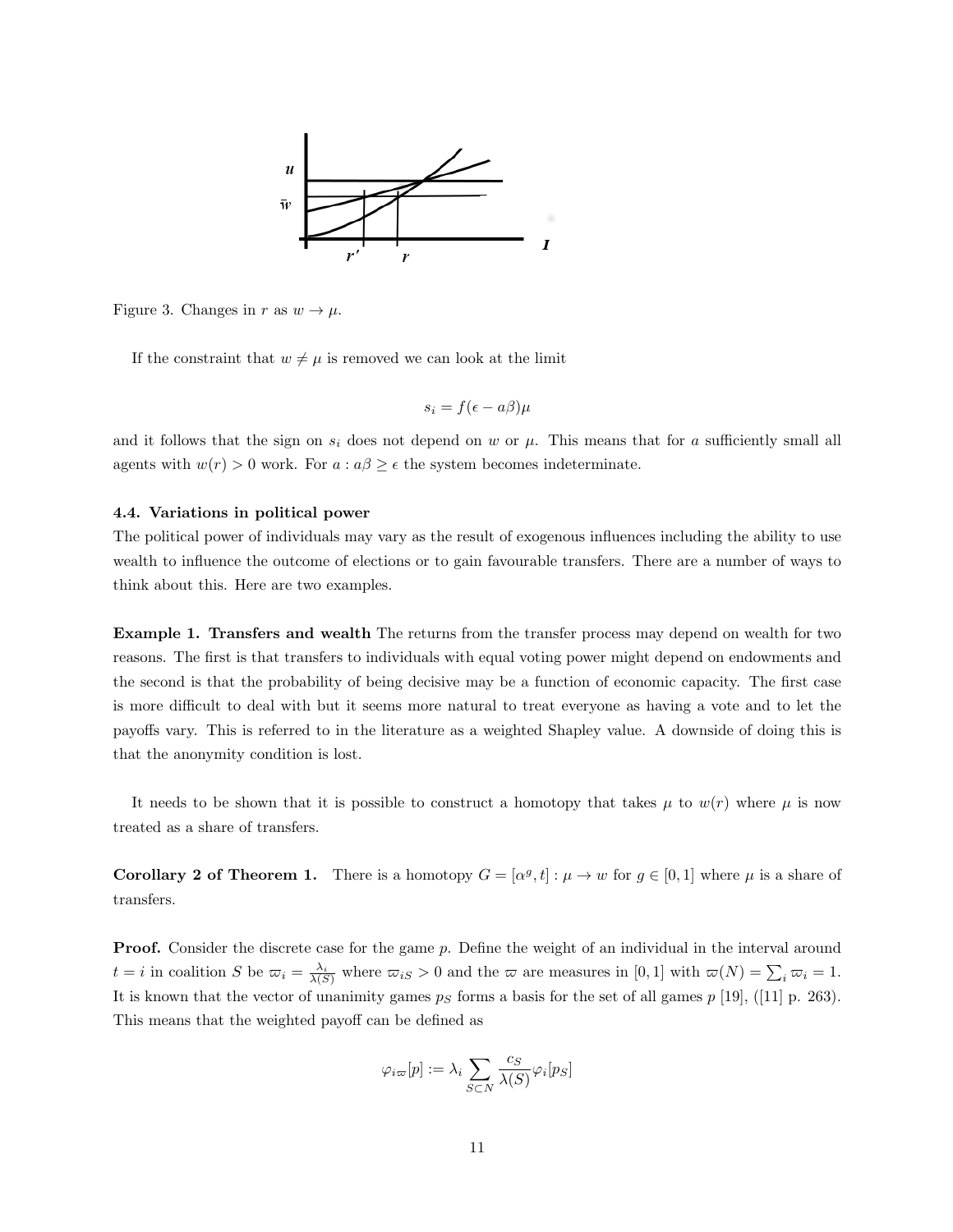Figure 3. Changes in $r$ as $w \to \mu$.

If the constraint that $w \neq \mu$ is removed we can look at the limit

$$s_i = f(\epsilon - a\beta)\mu$$

and it follows that the sign on $s_i$ does not depend on $w$ or $\mu$. This means that for $a$ sufficiently small all agents with $w(r) > 0$ work. For $a : a\beta \geq \epsilon$ the system becomes indeterminate.

### 4.4. Variations in political power

The political power of individuals may vary as the result of exogenous influences including the ability to use wealth to influence the outcome of elections or to gain favourable transfers. There are a number of ways to think about this. Here are two examples.

**Example 1. Transfers and wealth** The returns from the transfer process may depend on wealth for two reasons. The first is that transfers to individuals with equal voting power might depend on endowments and the second is that the probability of being decisive may be a function of economic capacity. The first case is more difficult to deal with but it seems more natural to treat everyone as having a vote and to let the payoffs vary. This is referred to in the literature as a weighted Shapley value. A downside of doing this is that the anonymity condition is lost.

It needs to be shown that it is possible to construct a homotopy that takes $\mu$ to $w(r)$ where $\mu$ is now treated as a share of transfers.

**Corollary 2 of Theorem 1.** There is a homotopy $G = [\alpha^g, t] : \mu \to w$ for $g \in [0, 1]$ where $\mu$ is a share of transfers.

**Proof.** Consider the discrete case for the game $p$. Define the weight of an individual in the interval around $t = i$ in coalition $S$ be $\varpi_i = \frac{\lambda_i}{\lambda(S)}$ where $\varpi_{iS} > 0$ and the $\varpi$ are measures in $[0, 1]$ with $\varpi(N) = \sum_i \varpi_i = 1$. It is known that the vector of unanimity games $p_S$ forms a basis for the set of all games $p$ [19], ([11] p. 263). This means that the weighted payoff can be defined as

$$\varphi_{i\varpi}[p] := \lambda_i \sum_{S \subset N} \frac{c_S}{\lambda(S)} \varphi_i[p_S]$$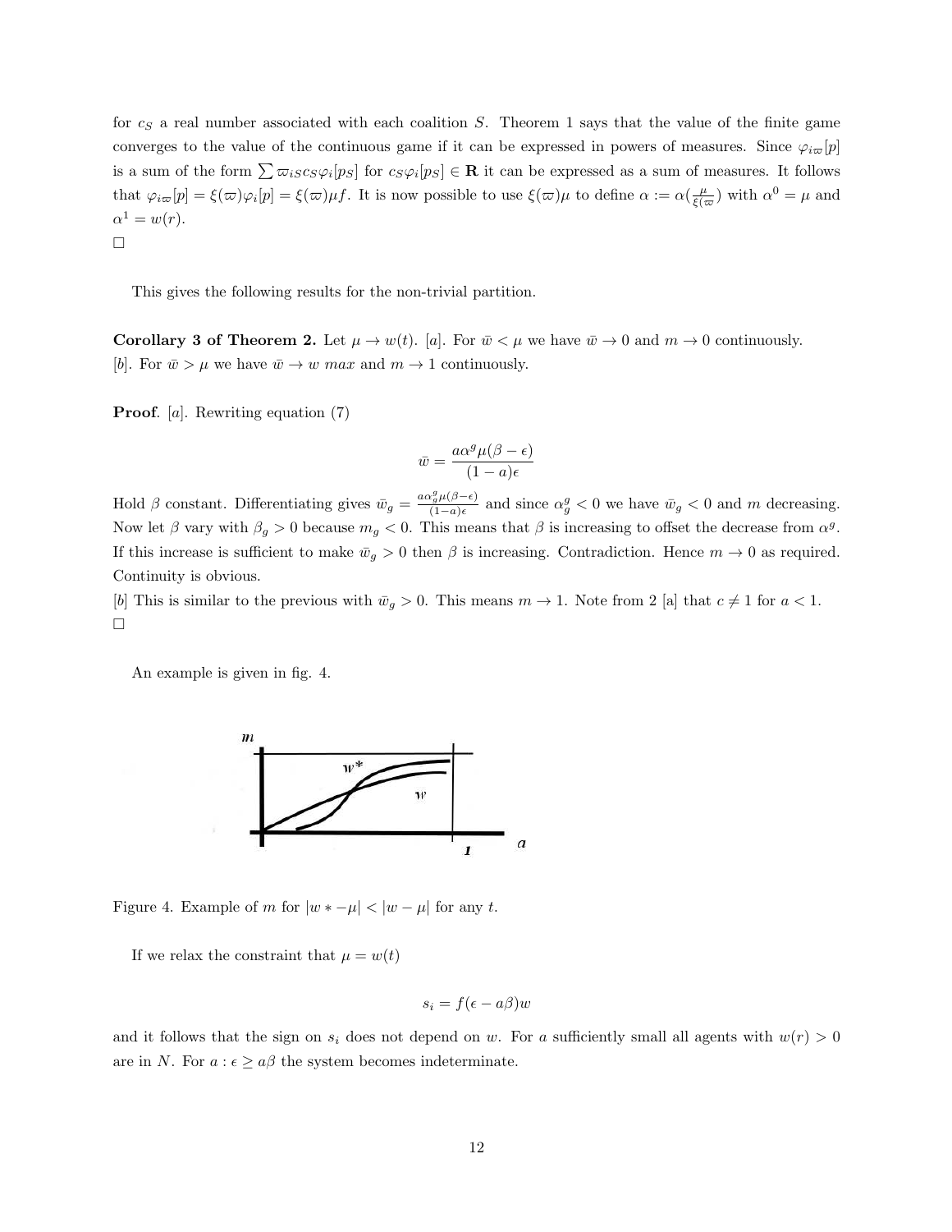for $c_S$ a real number associated with each coalition $S$. Theorem 1 says that the value of the finite game converges to the value of the continuous game if it can be expressed in powers of measures. Since $\varphi_{i\varpi}[p]$ is a sum of the form $\sum \varpi_{iS} c_S \varphi_i[p_S]$ for $c_S \varphi_i[p_S] \in \mathbf{R}$ it can be expressed as a sum of measures. It follows that $\varphi_{i\varpi}[p] = \xi(\varpi)\varphi_i[p] = \xi(\varpi)\mu f$. It is now possible to use $\xi(\varpi)\mu$ to define $\alpha := \alpha(\frac{\mu}{\xi(\varpi)})$ with $\alpha^0 = \mu$ and $\alpha^1 = w(r)$.

□

This gives the following results for the non-trivial partition.

**Corollary 3 of Theorem 2.** Let $\mu \to w(t)$. [a]. For $\bar{w} < \mu$ we have $\bar{w} \to 0$ and $m \to 0$ continuously.
[b]. For $\bar{w} > \mu$ we have $\bar{w} \to w\ max$ and $m \to 1$ continuously.

**Proof**. [a]. Rewriting equation (7)

$$\bar{w} = \frac{a\alpha^g \mu(\beta - \epsilon)}{(1-a)\epsilon}$$

Hold $\beta$ constant. Differentiating gives $\bar{w}_g = \frac{a\alpha^g_g \mu(\beta-\epsilon)}{(1-a)\epsilon}$ and since $\alpha^g_g < 0$ we have $\bar{w}_g < 0$ and $m$ decreasing. Now let $\beta$ vary with $\beta_g > 0$ because $m_g < 0$. This means that $\beta$ is increasing to offset the decrease from $\alpha^g$. If this increase is sufficient to make $\bar{w}_g > 0$ then $\beta$ is increasing. Contradiction. Hence $m \to 0$ as required. Continuity is obvious.
[b] This is similar to the previous with $\bar{w}_g > 0$. This means $m \to 1$. Note from 2 [a] that $c \neq 1$ for $a < 1$.

□

An example is given in fig. 4.

Figure 4. Example of $m$ for $|w * -\mu| < |w - \mu|$ for any $t$.

If we relax the constraint that $\mu = w(t)$

$$s_i = f(\epsilon - a\beta)w$$

and it follows that the sign on $s_i$ does not depend on $w$. For $a$ sufficiently small all agents with $w(r) > 0$ are in $N$. For $a : \epsilon \geq a\beta$ the system becomes indeterminate.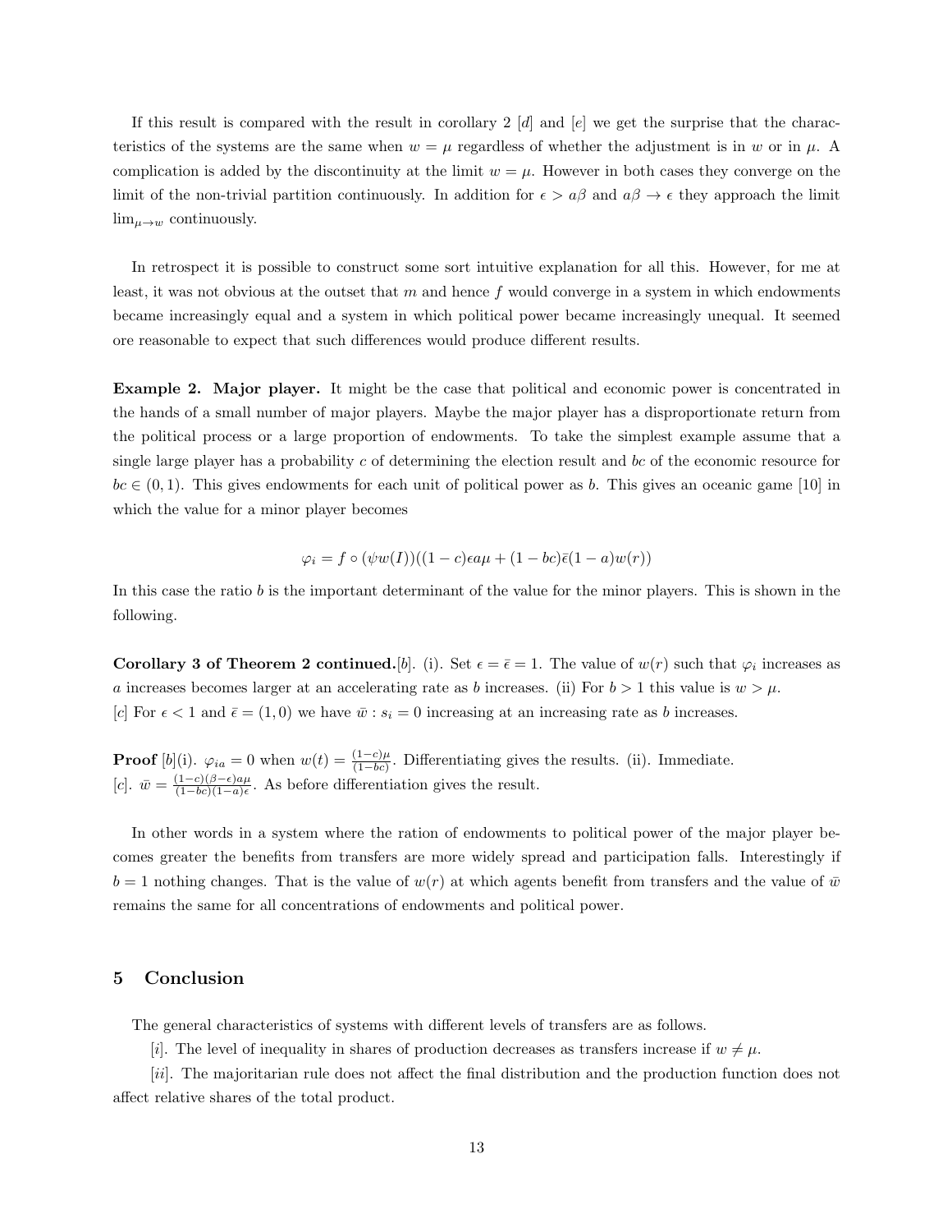If this result is compared with the result in corollary 2 [$d$] and [$e$] we get the surprise that the characteristics of the systems are the same when $w = \mu$ regardless of whether the adjustment is in $w$ or in $\mu$. A complication is added by the discontinuity at the limit $w = \mu$. However in both cases they converge on the limit of the non-trivial partition continuously. In addition for $\epsilon > a\beta$ and $a\beta \to \epsilon$ they approach the limit $\lim_{\mu \to w}$ continuously.

In retrospect it is possible to construct some sort intuitive explanation for all this. However, for me at least, it was not obvious at the outset that $m$ and hence $f$ would converge in a system in which endowments became increasingly equal and a system in which political power became increasingly unequal. It seemed ore reasonable to expect that such differences would produce different results.

**Example 2. Major player.** It might be the case that political and economic power is concentrated in the hands of a small number of major players. Maybe the major player has a disproportionate return from the political process or a large proportion of endowments. To take the simplest example assume that a single large player has a probability $c$ of determining the election result and $bc$ of the economic resource for $bc \in (0, 1)$. This gives endowments for each unit of political power as $b$. This gives an oceanic game [10] in which the value for a minor player becomes

$$\varphi_i = f \circ (\psi w(I))((1 - c)\epsilon a\mu + (1 - bc)\bar{\epsilon}(1 - a)w(r))$$

In this case the ratio $b$ is the important determinant of the value for the minor players. This is shown in the following.

**Corollary 3 of Theorem 2 continued.**[$b$]. (i). Set $\epsilon = \bar{\epsilon} = 1$. The value of $w(r)$ such that $\varphi_i$ increases as $a$ increases becomes larger at an accelerating rate as $b$ increases. (ii) For $b > 1$ this value is $w > \mu$.
[$c$] For $\epsilon < 1$ and $\bar{\epsilon} = (1, 0)$ we have $\bar{w} : s_i = 0$ increasing at an increasing rate as $b$ increases.

**Proof** [$b$](i). $\varphi_{ia} = 0$ when $w(t) = \frac{(1-c)\mu}{(1-bc)}$. Differentiating gives the results. (ii). Immediate.
[$c$]. $\bar{w} = \frac{(1-c)(\beta-\epsilon)a\mu}{(1-bc)(1-a)\epsilon}$. As before differentiation gives the result.

In other words in a system where the ration of endowments to political power of the major player becomes greater the benefits from transfers are more widely spread and participation falls. Interestingly if $b = 1$ nothing changes. That is the value of $w(r)$ at which agents benefit from transfers and the value of $\bar{w}$ remains the same for all concentrations of endowments and political power.

## 5 Conclusion

The general characteristics of systems with different levels of transfers are as follows.

[$i$]. The level of inequality in shares of production decreases as transfers increase if $w \neq \mu$.

[$ii$]. The majoritarian rule does not affect the final distribution and the production function does not affect relative shares of the total product.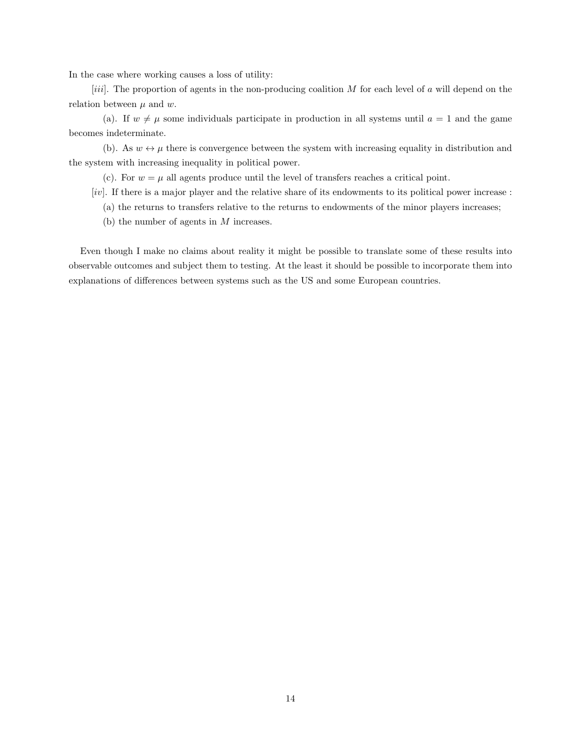In the case where working causes a loss of utility:

[$iii$]. The proportion of agents in the non-producing coalition $M$ for each level of $a$ will depend on the relation between $\mu$ and $w$.

(a). If $w \neq \mu$ some individuals participate in production in all systems until $a = 1$ and the game becomes indeterminate.

(b). As $w \leftrightarrow \mu$ there is convergence between the system with increasing equality in distribution and the system with increasing inequality in political power.

(c). For $w = \mu$ all agents produce until the level of transfers reaches a critical point.

[$iv$]. If there is a major player and the relative share of its endowments to its political power increase :

(a) the returns to transfers relative to the returns to endowments of the minor players increases;

(b) the number of agents in $M$ increases.

Even though I make no claims about reality it might be possible to translate some of these results into observable outcomes and subject them to testing. At the least it should be possible to incorporate them into explanations of differences between systems such as the US and some European countries.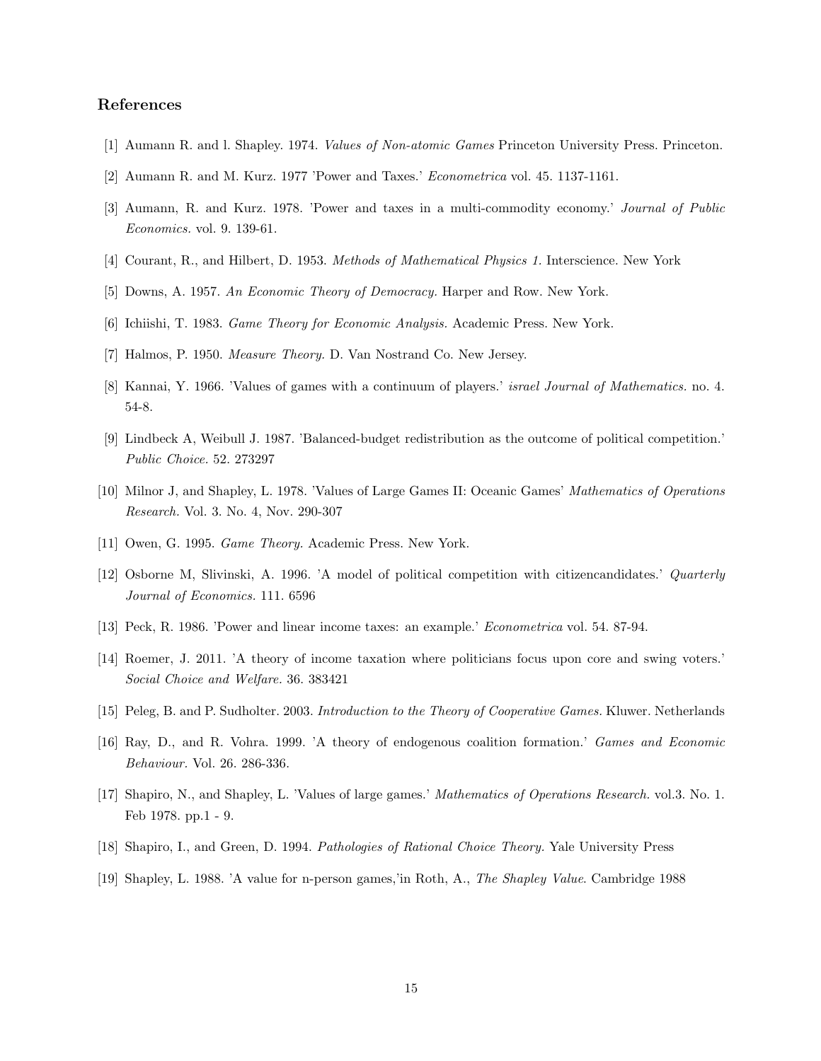## References

[1] Aumann R. and l. Shapley. 1974. *Values of Non-atomic Games* Princeton University Press. Princeton.

[2] Aumann R. and M. Kurz. 1977 'Power and Taxes.' *Econometrica* vol. 45. 1137-1161.

[3] Aumann, R. and Kurz. 1978. 'Power and taxes in a multi-commodity economy.' *Journal of Public Economics.* vol. 9. 139-61.

[4] Courant, R., and Hilbert, D. 1953. *Methods of Mathematical Physics 1.* Interscience. New York

[5] Downs, A. 1957. *An Economic Theory of Democracy.* Harper and Row. New York.

[6] Ichiishi, T. 1983. *Game Theory for Economic Analysis.* Academic Press. New York.

[7] Halmos, P. 1950. *Measure Theory.* D. Van Nostrand Co. New Jersey.

[8] Kannai, Y. 1966. 'Values of games with a continuum of players.' *israel Journal of Mathematics.* no. 4. 54-8.

[9] Lindbeck A, Weibull J. 1987. 'Balanced-budget redistribution as the outcome of political competition.' *Public Choice.* 52. 273297

[10] Milnor J, and Shapley, L. 1978. 'Values of Large Games II: Oceanic Games' *Mathematics of Operations Research.* Vol. 3. No. 4, Nov. 290-307

[11] Owen, G. 1995. *Game Theory.* Academic Press. New York.

[12] Osborne M, Slivinski, A. 1996. 'A model of political competition with citizencandidates.' *Quarterly Journal of Economics.* 111. 6596

[13] Peck, R. 1986. 'Power and linear income taxes: an example.' *Econometrica* vol. 54. 87-94.

[14] Roemer, J. 2011. 'A theory of income taxation where politicians focus upon core and swing voters.' *Social Choice and Welfare.* 36. 383421

[15] Peleg, B. and P. Sudholter. 2003. *Introduction to the Theory of Cooperative Games.* Kluwer. Netherlands

[16] Ray, D., and R. Vohra. 1999. 'A theory of endogenous coalition formation.' *Games and Economic Behaviour.* Vol. 26. 286-336.

[17] Shapiro, N., and Shapley, L. 'Values of large games.' *Mathematics of Operations Research.* vol.3. No. 1. Feb 1978. pp.1 - 9.

[18] Shapiro, I., and Green, D. 1994. *Pathologies of Rational Choice Theory.* Yale University Press

[19] Shapley, L. 1988. 'A value for n-person games,'in Roth, A., *The Shapley Value*. Cambridge 1988